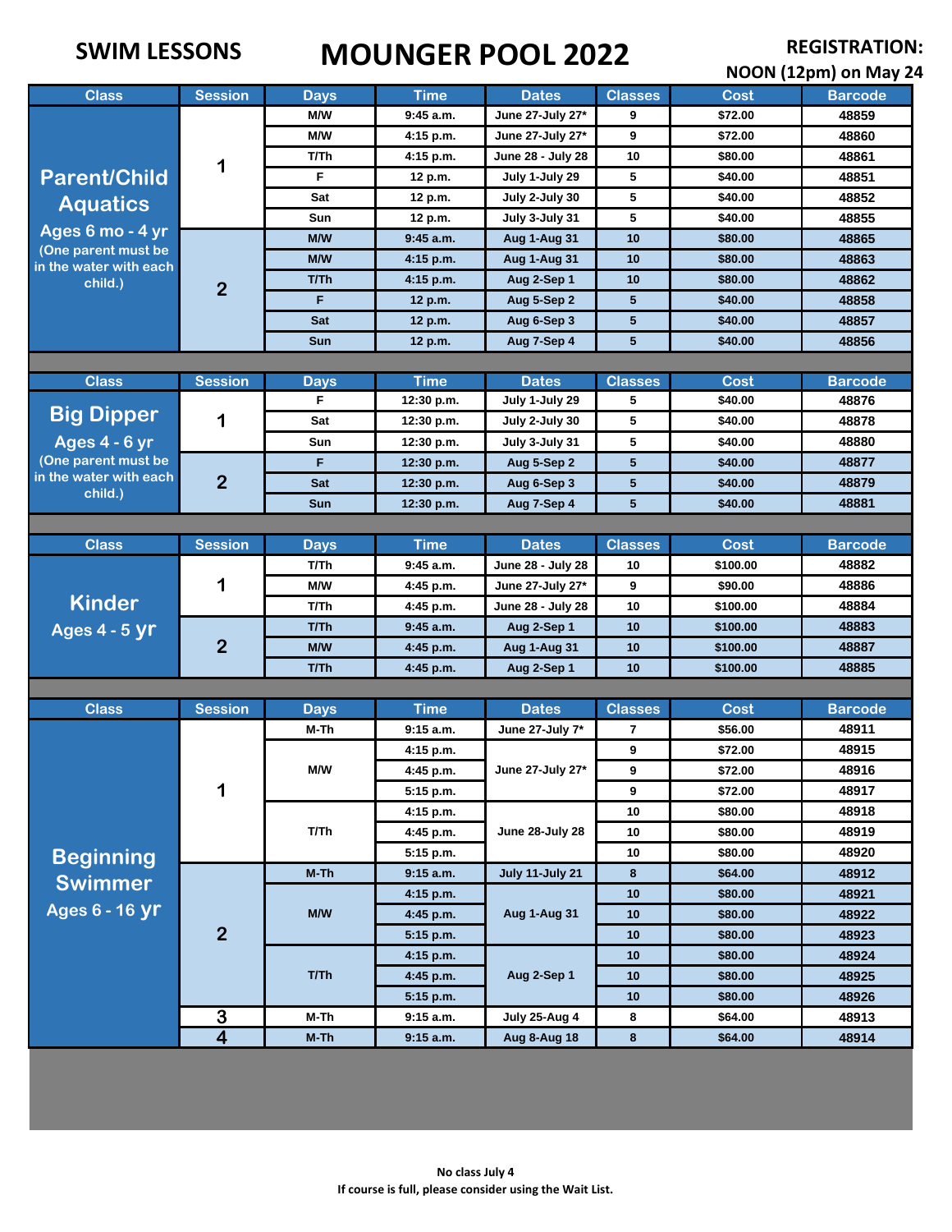**SWIM LESSONS**

# MOUNGER POOL 2022

**REGISTRATION: NOON (12pm) on May 24**

| Class | Session | Days | Time | Dates | Classes | Cost | Barcode |
|---|---|---|---|---|---|---|---|
| Parent/Child Aquatics Ages 6 mo - 4 yr (One parent must be in the water with each child.) | 1 | M/W | 9:45 a.m. | June 27-July 27* | 9 | $72.00 | 48859 |
| | | M/W | 4:15 p.m. | June 27-July 27* | 9 | $72.00 | 48860 |
| | | T/Th | 4:15 p.m. | June 28 - July 28 | 10 | $80.00 | 48861 |
| | | F | 12 p.m. | July 1-July 29 | 5 | $40.00 | 48851 |
| | | Sat | 12 p.m. | July 2-July 30 | 5 | $40.00 | 48852 |
| | | Sun | 12 p.m. | July 3-July 31 | 5 | $40.00 | 48855 |
| | 2 | M/W | 9:45 a.m. | Aug 1-Aug 31 | 10 | $80.00 | 48865 |
| | | M/W | 4:15 p.m. | Aug 1-Aug 31 | 10 | $80.00 | 48863 |
| | | T/Th | 4:15 p.m. | Aug 2-Sep 1 | 10 | $80.00 | 48862 |
| | | F | 12 p.m. | Aug 5-Sep 2 | 5 | $40.00 | 48858 |
| | | Sat | 12 p.m. | Aug 6-Sep 3 | 5 | $40.00 | 48857 |
| | | Sun | 12 p.m. | Aug 7-Sep 4 | 5 | $40.00 | 48856 |

| Class | Session | Days | Time | Dates | Classes | Cost | Barcode |
|---|---|---|---|---|---|---|---|
| Big Dipper Ages 4 - 6 yr (One parent must be in the water with each child.) | 1 | F | 12:30 p.m. | July 1-July 29 | 5 | $40.00 | 48876 |
| | | Sat | 12:30 p.m. | July 2-July 30 | 5 | $40.00 | 48878 |
| | | Sun | 12:30 p.m. | July 3-July 31 | 5 | $40.00 | 48880 |
| | 2 | F | 12:30 p.m. | Aug 5-Sep 2 | 5 | $40.00 | 48877 |
| | | Sat | 12:30 p.m. | Aug 6-Sep 3 | 5 | $40.00 | 48879 |
| | | Sun | 12:30 p.m. | Aug 7-Sep 4 | 5 | $40.00 | 48881 |

| Class | Session | Days | Time | Dates | Classes | Cost | Barcode |
|---|---|---|---|---|---|---|---|
| Kinder Ages 4 - 5 yr | 1 | T/Th | 9:45 a.m. | June 28 - July 28 | 10 | $100.00 | 48882 |
| | | M/W | 4:45 p.m. | June 27-July 27* | 9 | $90.00 | 48886 |
| | | T/Th | 4:45 p.m. | June 28 - July 28 | 10 | $100.00 | 48884 |
| | 2 | T/Th | 9:45 a.m. | Aug 2-Sep 1 | 10 | $100.00 | 48883 |
| | | M/W | 4:45 p.m. | Aug 1-Aug 31 | 10 | $100.00 | 48887 |
| | | T/Th | 4:45 p.m. | Aug 2-Sep 1 | 10 | $100.00 | 48885 |

| Class | Session | Days | Time | Dates | Classes | Cost | Barcode |
|---|---|---|---|---|---|---|---|
| Beginning Swimmer Ages 6 - 16 yr | 1 | M-Th | 9:15 a.m. | June 27-July 7* | 7 | $56.00 | 48911 |
| | | M/W | 4:15 p.m. | June 27-July 27* | 9 | $72.00 | 48915 |
| | | | 4:45 p.m. | | 9 | $72.00 | 48916 |
| | | | 5:15 p.m. | | 9 | $72.00 | 48917 |
| | | T/Th | 4:15 p.m. | June 28-July 28 | 10 | $80.00 | 48918 |
| | | | 4:45 p.m. | | 10 | $80.00 | 48919 |
| | | | 5:15 p.m. | | 10 | $80.00 | 48920 |
| | 2 | M-Th | 9:15 a.m. | July 11-July 21 | 8 | $64.00 | 48912 |
| | | M/W | 4:15 p.m. | Aug 1-Aug 31 | 10 | $80.00 | 48921 |
| | | | 4:45 p.m. | | 10 | $80.00 | 48922 |
| | | | 5:15 p.m. | | 10 | $80.00 | 48923 |
| | | T/Th | 4:15 p.m. | Aug 2-Sep 1 | 10 | $80.00 | 48924 |
| | | | 4:45 p.m. | | 10 | $80.00 | 48925 |
| | | | 5:15 p.m. | | 10 | $80.00 | 48926 |
| | 3 | M-Th | 9:15 a.m. | July 25-Aug 4 | 8 | $64.00 | 48913 |
| | 4 | M-Th | 9:15 a.m. | Aug 8-Aug 18 | 8 | $64.00 | 48914 |

**No class July 4**

**If course is full, please consider using the Wait List.**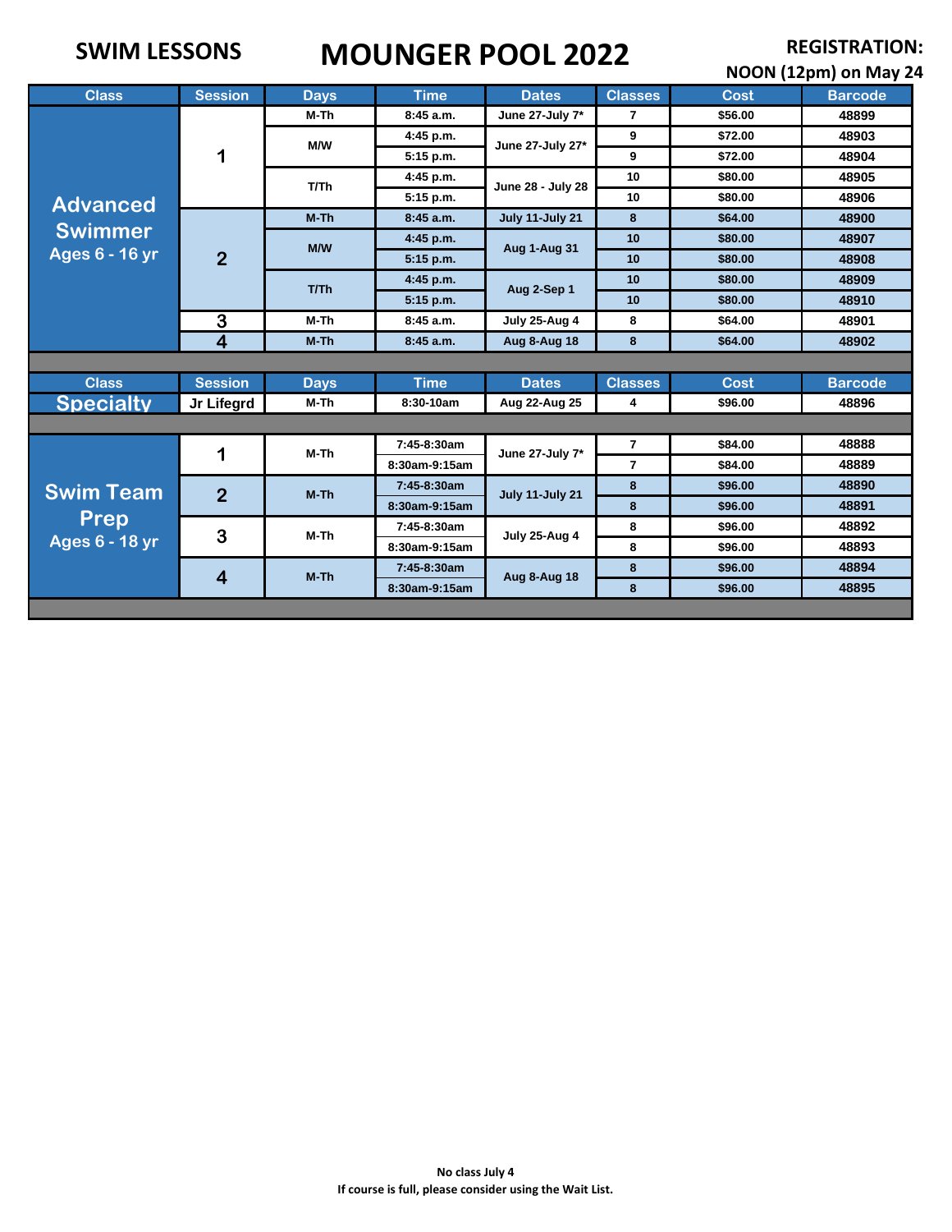**SWIM LESSONS**

# MOUNGER POOL 2022

**REGISTRATION: NOON (12pm) on May 24**

| Class | Session | Days | Time | Dates | Classes | Cost | Barcode |
|---|---|---|---|---|---|---|---|
| Advanced Swimmer Ages 6 - 16 yr | 1 | M-Th | 8:45 a.m. | June 27-July 7* | 7 | $56.00 | 48899 |
| | | M/W | 4:45 p.m. | June 27-July 27* | 9 | $72.00 | 48903 |
| | | | 5:15 p.m. | | 9 | $72.00 | 48904 |
| | | T/Th | 4:45 p.m. | June 28 - July 28 | 10 | $80.00 | 48905 |
| | | | 5:15 p.m. | | 10 | $80.00 | 48906 |
| | 2 | M-Th | 8:45 a.m. | July 11-July 21 | 8 | $64.00 | 48900 |
| | | M/W | 4:45 p.m. | Aug 1-Aug 31 | 10 | $80.00 | 48907 |
| | | | 5:15 p.m. | | 10 | $80.00 | 48908 |
| | | T/Th | 4:45 p.m. | Aug 2-Sep 1 | 10 | $80.00 | 48909 |
| | | | 5:15 p.m. | | 10 | $80.00 | 48910 |
| | 3 | M-Th | 8:45 a.m. | July 25-Aug 4 | 8 | $64.00 | 48901 |
| | 4 | M-Th | 8:45 a.m. | Aug 8-Aug 18 | 8 | $64.00 | 48902 |

| Class | Session | Days | Time | Dates | Classes | Cost | Barcode |
|---|---|---|---|---|---|---|---|
| Specialty | Jr Lifegrd | M-Th | 8:30-10am | Aug 22-Aug 25 | 4 | $96.00 | 48896 |
| Swim Team Prep Ages 6 - 18 yr | 1 | M-Th | 7:45-8:30am | June 27-July 7* | 7 | $84.00 | 48888 |
| | | | 8:30am-9:15am | | 7 | $84.00 | 48889 |
| | 2 | M-Th | 7:45-8:30am | July 11-July 21 | 8 | $96.00 | 48890 |
| | | | 8:30am-9:15am | | 8 | $96.00 | 48891 |
| | 3 | M-Th | 7:45-8:30am | July 25-Aug 4 | 8 | $96.00 | 48892 |
| | | | 8:30am-9:15am | | 8 | $96.00 | 48893 |
| | 4 | M-Th | 7:45-8:30am | Aug 8-Aug 18 | 8 | $96.00 | 48894 |
| | | | 8:30am-9:15am | | 8 | $96.00 | 48895 |

**No class July 4**

**If course is full, please consider using the Wait List.**